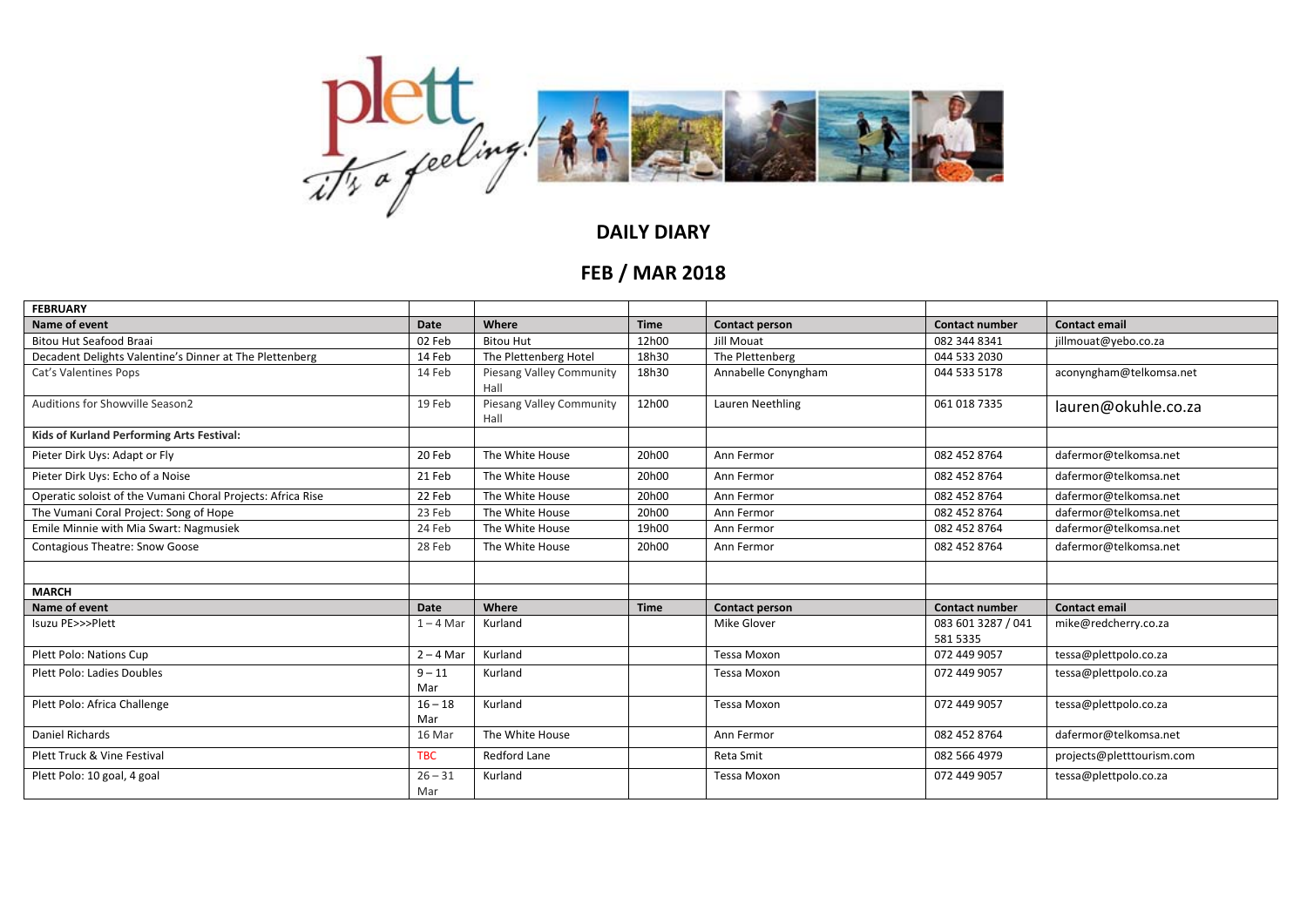# DAILY DIARY

## FEB / MAR 2018

| FEBRUARY | | | | | | |
|---|---|---|---|---|---|---|
| **Name of event** | **Date** | **Where** | **Time** | **Contact person** | **Contact number** | **Contact email** |
| Bitou Hut Seafood Braai | 02 Feb | Bitou Hut | 12h00 | Jill Mouat | 082 344 8341 | jillmouat@yebo.co.za |
| Decadent Delights Valentine's Dinner at The Plettenberg | 14 Feb | The Plettenberg Hotel | 18h30 | The Plettenberg | 044 533 2030 | |
| Cat's Valentines Pops | 14 Feb | Piesang Valley Community Hall | 18h30 | Annabelle Conyngham | 044 533 5178 | aconyngham@telkomsa.net |
| Auditions for Showville Season2 | 19 Feb | Piesang Valley Community Hall | 12h00 | Lauren Neethling | 061 018 7335 | lauren@okuhle.co.za |
| **Kids of Kurland Performing Arts Festival:** | | | | | | |
| Pieter Dirk Uys: Adapt or Fly | 20 Feb | The White House | 20h00 | Ann Fermor | 082 452 8764 | dafermor@telkomsa.net |
| Pieter Dirk Uys: Echo of a Noise | 21 Feb | The White House | 20h00 | Ann Fermor | 082 452 8764 | dafermor@telkomsa.net |
| Operatic soloist of the Vumani Choral Projects: Africa Rise | 22 Feb | The White House | 20h00 | Ann Fermor | 082 452 8764 | dafermor@telkomsa.net |
| The Vumani Coral Project: Song of Hope | 23 Feb | The White House | 20h00 | Ann Fermor | 082 452 8764 | dafermor@telkomsa.net |
| Emile Minnie with Mia Swart: Nagmusiek | 24 Feb | The White House | 19h00 | Ann Fermor | 082 452 8764 | dafermor@telkomsa.net |
| Contagious Theatre: Snow Goose | 28 Feb | The White House | 20h00 | Ann Fermor | 082 452 8764 | dafermor@telkomsa.net |
| | | | | | | |
| **MARCH** | | | | | | |
| **Name of event** | **Date** | **Where** | **Time** | **Contact person** | **Contact number** | **Contact email** |
| Isuzu PE>>>Plett | 1 – 4 Mar | Kurland | | Mike Glover | 083 601 3287 / 041 581 5335 | mike@redcherry.co.za |
| Plett Polo: Nations Cup | 2 – 4 Mar | Kurland | | Tessa Moxon | 072 449 9057 | tessa@plettpolo.co.za |
| Plett Polo: Ladies Doubles | 9 – 11 Mar | Kurland | | Tessa Moxon | 072 449 9057 | tessa@plettpolo.co.za |
| Plett Polo: Africa Challenge | 16 – 18 Mar | Kurland | | Tessa Moxon | 072 449 9057 | tessa@plettpolo.co.za |
| Daniel Richards | 16 Mar | The White House | | Ann Fermor | 082 452 8764 | dafermor@telkomsa.net |
| Plett Truck & Vine Festival | TBC | Redford Lane | | Reta Smit | 082 566 4979 | projects@pletttourism.com |
| Plett Polo: 10 goal, 4 goal | 26 – 31 Mar | Kurland | | Tessa Moxon | 072 449 9057 | tessa@plettpolo.co.za |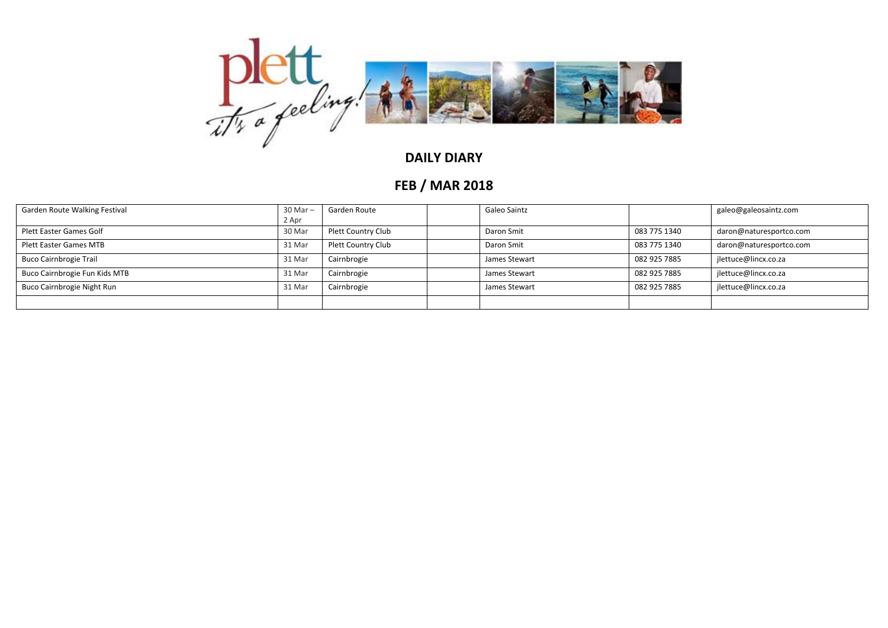## DAILY DIARY

## FEB / MAR 2018

| | | | | | | |
|---|---|---|---|---|---|---|
| Garden Route Walking Festival | 30 Mar – 2 Apr | Garden Route | | Galeo Saintz | | galeo@galeosaintz.com |
| Plett Easter Games Golf | 30 Mar | Plett Country Club | | Daron Smit | 083 775 1340 | daron@naturesportco.com |
| Plett Easter Games MTB | 31 Mar | Plett Country Club | | Daron Smit | 083 775 1340 | daron@naturesportco.com |
| Buco Cairnbrogie Trail | 31 Mar | Cairnbrogie | | James Stewart | 082 925 7885 | jlettuce@lincx.co.za |
| Buco Cairnbrogie Fun Kids MTB | 31 Mar | Cairnbrogie | | James Stewart | 082 925 7885 | jlettuce@lincx.co.za |
| Buco Cairnbrogie Night Run | 31 Mar | Cairnbrogie | | James Stewart | 082 925 7885 | jlettuce@lincx.co.za |
| | | | | | | |